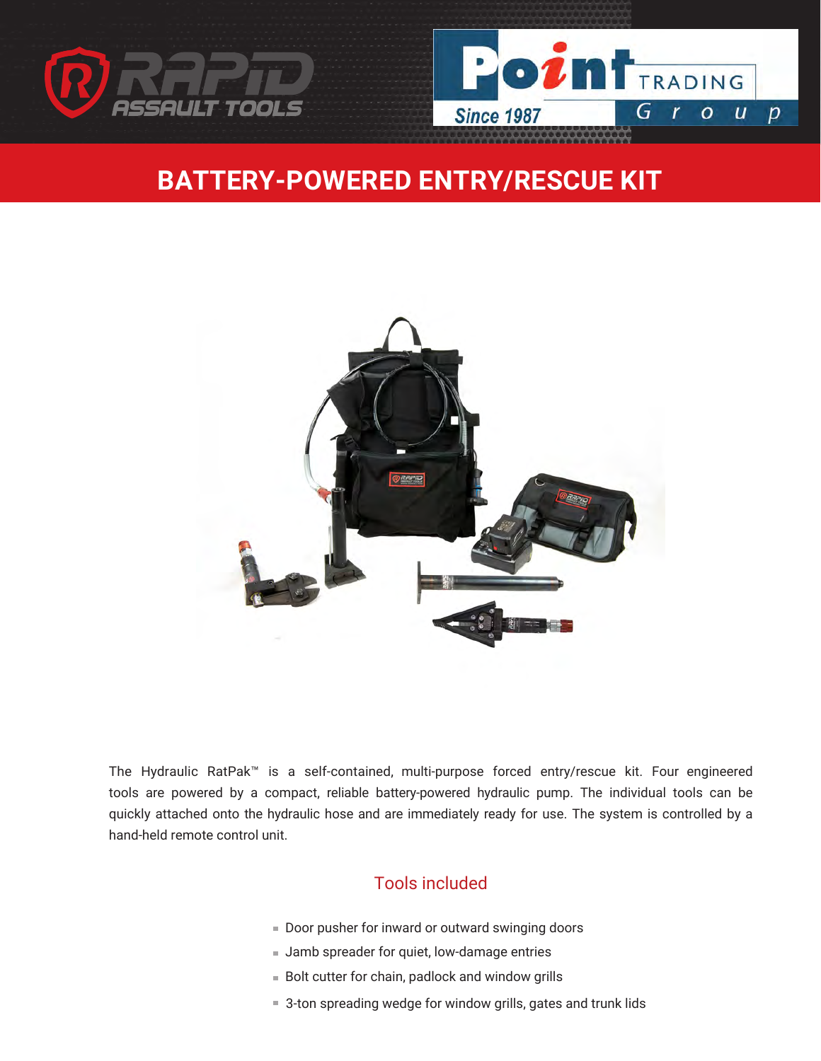# BATTERY-POWERED ENTRY/RESCUE KIT

The Hydraulic RatPak™ is a self-contained, multi-purpose forced entry/rescue kit. Four engineered tools are powered by a compact, reliable battery-powered hydraulic pump. The individual tools can be quickly attached onto the hydraulic hose and are immediately ready for use. The system is controlled by a hand-held remote control unit.

## Tools included

- Door pusher for inward or outward swinging doors
- Jamb spreader for quiet, low-damage entries
- Bolt cutter for chain, padlock and window grills
- 3-ton spreading wedge for window grills, gates and trunk lids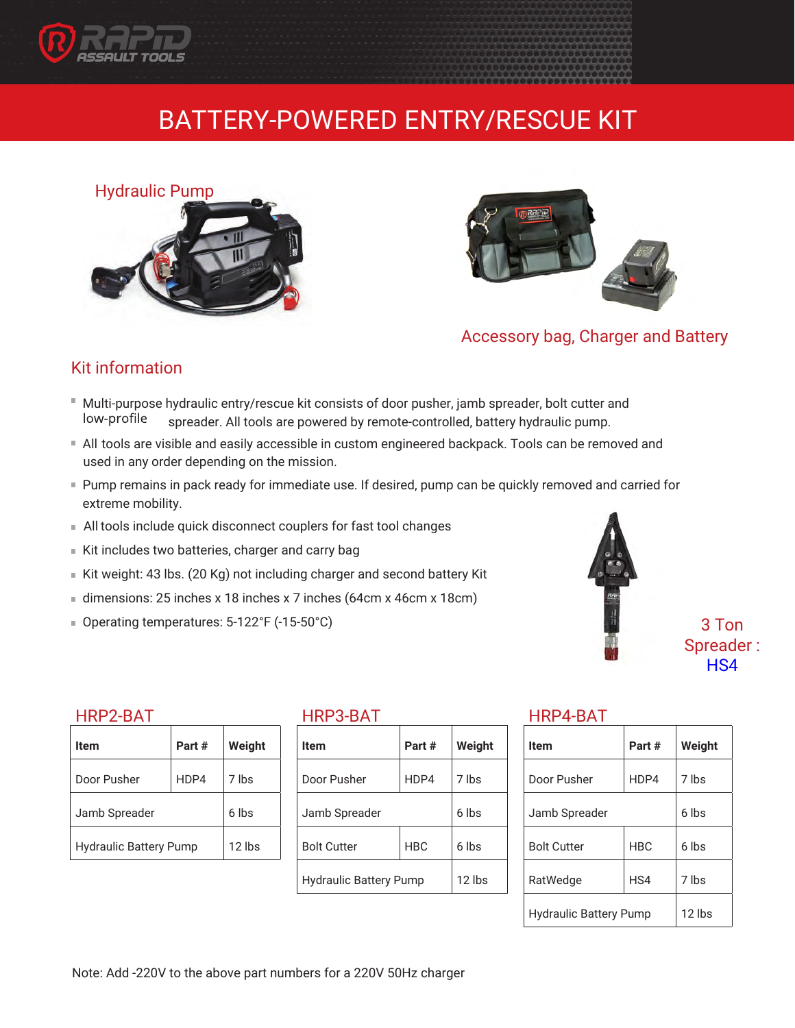# BATTERY-POWERED ENTRY/RESCUE KIT

Hydraulic Pump

Accessory bag, Charger and Battery

## Kit information

- Multi-purpose hydraulic entry/rescue kit consists of door pusher, jamb spreader, bolt cutter and low-profile spreader. All tools are powered by remote-controlled, battery hydraulic pump.
- All tools are visible and easily accessible in custom engineered backpack. Tools can be removed and used in any order depending on the mission.
- Pump remains in pack ready for immediate use. If desired, pump can be quickly removed and carried for extreme mobility.
- All tools include quick disconnect couplers for fast tool changes
- Kit includes two batteries, charger and carry bag
- Kit weight: 43 lbs. (20 Kg) not including charger and second battery Kit
- dimensions: 25 inches x 18 inches x 7 inches (64cm x 46cm x 18cm)
- Operating temperatures: 5-122°F (-15-50°C)

3 Ton Spreader : HS4

### HRP2-BAT

| Item | Part # | Weight |
|---|---|---|
| Door Pusher | HDP4 | 7 lbs |
| Jamb Spreader | | 6 lbs |
| Hydraulic Battery Pump | | 12 lbs |

### HRP3-BAT

| Item | Part # | Weight |
|---|---|---|
| Door Pusher | HDP4 | 7 lbs |
| Jamb Spreader | | 6 lbs |
| Bolt Cutter | HBC | 6 lbs |
| Hydraulic Battery Pump | | 12 lbs |

### HRP4-BAT

| Item | Part # | Weight |
|---|---|---|
| Door Pusher | HDP4 | 7 lbs |
| Jamb Spreader | | 6 lbs |
| Bolt Cutter | HBC | 6 lbs |
| RatWedge | HS4 | 7 lbs |
| Hydraulic Battery Pump | | 12 lbs |

Note: Add -220V to the above part numbers for a 220V 50Hz charger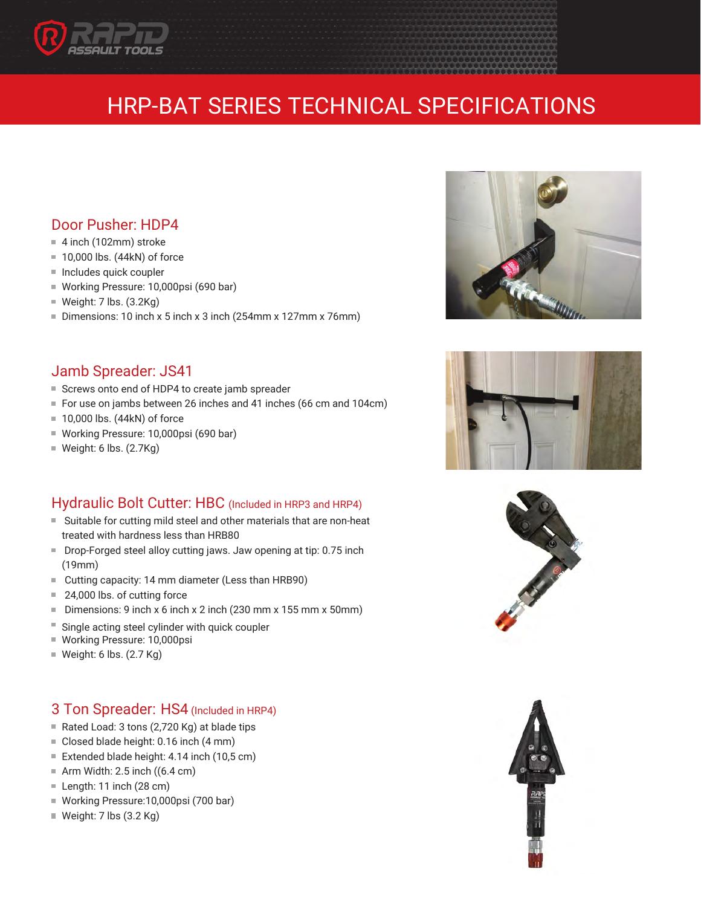# HRP-BAT SERIES TECHNICAL SPECIFICATIONS

## Door Pusher: HDP4

- 4 inch (102mm) stroke
- 10,000 lbs. (44kN) of force
- Includes quick coupler
- Working Pressure: 10,000psi (690 bar)
- Weight: 7 lbs. (3.2Kg)
- Dimensions: 10 inch x 5 inch x 3 inch (254mm x 127mm x 76mm)

## Jamb Spreader: JS41

- Screws onto end of HDP4 to create jamb spreader
- For use on jambs between 26 inches and 41 inches (66 cm and 104cm)
- 10,000 lbs. (44kN) of force
- Working Pressure: 10,000psi (690 bar)
- Weight: 6 lbs. (2.7Kg)

## Hydraulic Bolt Cutter: HBC (Included in HRP3 and HRP4)

- Suitable for cutting mild steel and other materials that are non-heat treated with hardness less than HRB80
- Drop-Forged steel alloy cutting jaws. Jaw opening at tip: 0.75 inch (19mm)
- Cutting capacity: 14 mm diameter (Less than HRB90)
- 24,000 lbs. of cutting force
- Dimensions: 9 inch x 6 inch x 2 inch (230 mm x 155 mm x 50mm)
- Single acting steel cylinder with quick coupler
- Working Pressure: 10,000psi
- Weight: 6 lbs. (2.7 Kg)

## 3 Ton Spreader: HS4 (Included in HRP4)

- Rated Load: 3 tons (2,720 Kg) at blade tips
- Closed blade height: 0.16 inch (4 mm)
- Extended blade height: 4.14 inch (10,5 cm)
- Arm Width: 2.5 inch ((6.4 cm)
- Length: 11 inch (28 cm)
- Working Pressure:10,000psi (700 bar)
- Weight: 7 lbs (3.2 Kg)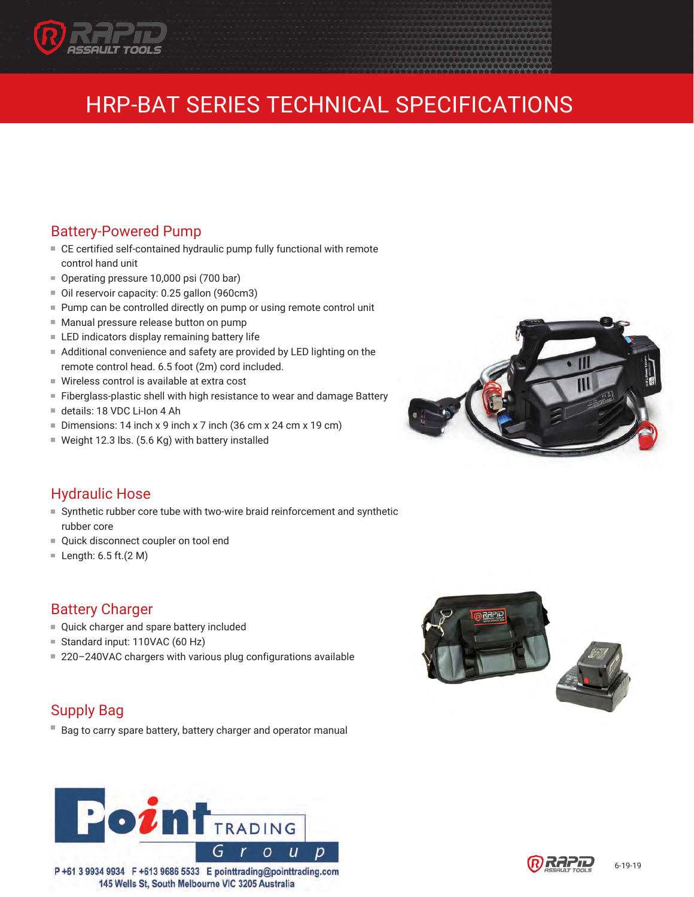# HRP-BAT SERIES TECHNICAL SPECIFICATIONS

## Battery-Powered Pump

- CE certified self-contained hydraulic pump fully functional with remote control hand unit
- Operating pressure 10,000 psi (700 bar)
- Oil reservoir capacity: 0.25 gallon (960cm3)
- Pump can be controlled directly on pump or using remote control unit
- Manual pressure release button on pump
- LED indicators display remaining battery life
- Additional convenience and safety are provided by LED lighting on the remote control head. 6.5 foot (2m) cord included.
- Wireless control is available at extra cost
- Fiberglass-plastic shell with high resistance to wear and damage Battery
- details: 18 VDC Li-Ion 4 Ah
- Dimensions: 14 inch x 9 inch x 7 inch (36 cm x 24 cm x 19 cm)
- Weight 12.3 lbs. (5.6 Kg) with battery installed

## Hydraulic Hose

- Synthetic rubber core tube with two-wire braid reinforcement and synthetic rubber core
- Quick disconnect coupler on tool end
- Length: 6.5 ft.(2 M)

## Battery Charger

- Quick charger and spare battery included
- Standard input: 110VAC (60 Hz)
- 220–240VAC chargers with various plug configurations available

## Supply Bag

- Bag to carry spare battery, battery charger and operator manual

Point TRADING Group

P +61 3 9934 9934 F +613 9686 5533 E pointtrading@pointtrading.com
145 Wells St, South Melbourne VIC 3205 Australia

6-19-19